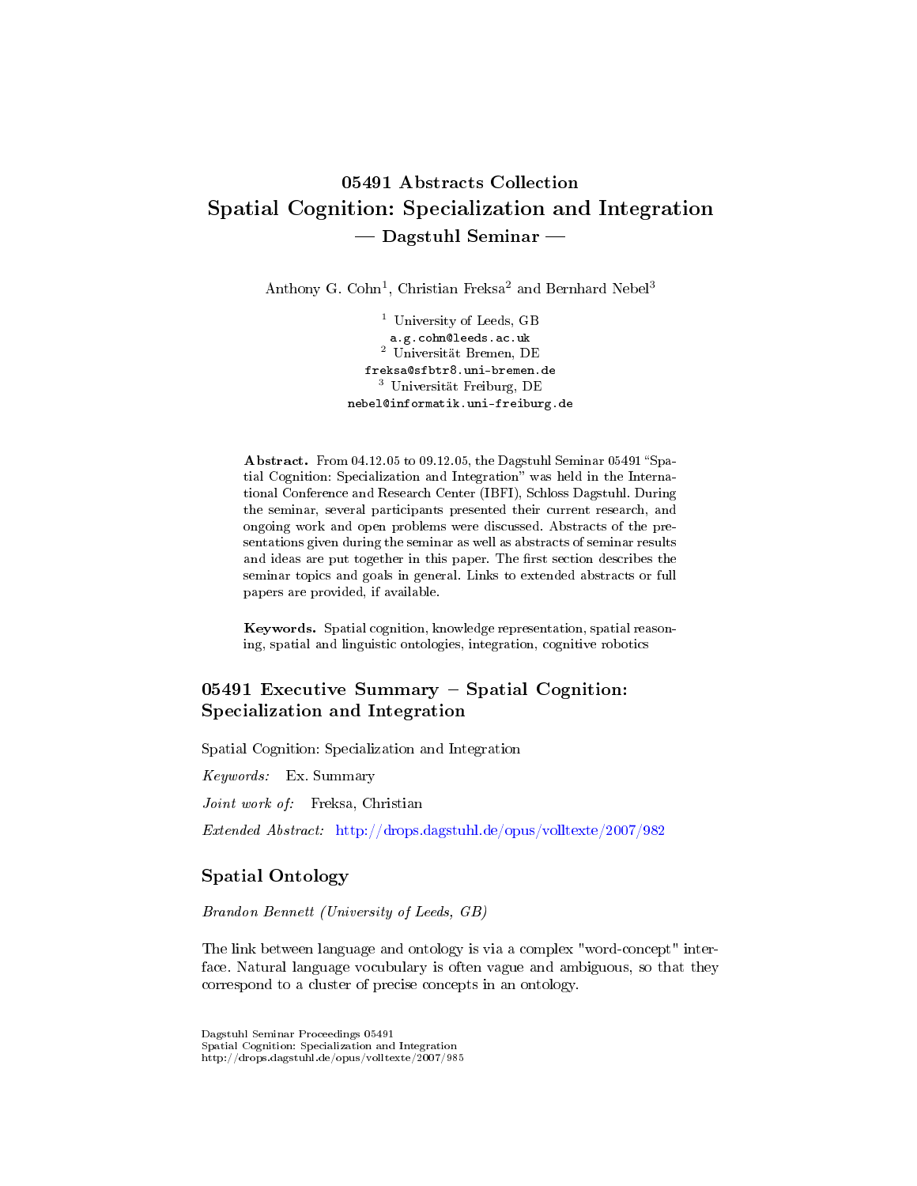# 05491 Abstracts Collection
# Spatial Cognition: Specialization and Integration
## — Dagstuhl Seminar —

Anthony G. Cohn[1], Christian Freksa[2] and Bernhard Nebel[3]

[1] University of Leeds, GB
a.g.cohn@leeds.ac.uk
[2] Universität Bremen, DE
freksa@sfbtr8.uni-bremen.de
[3] Universität Freiburg, DE
nebel@informatik.uni-freiburg.de

**Abstract.** From 04.12.05 to 09.12.05, the Dagstuhl Seminar 05491 "Spatial Cognition: Specialization and Integration" was held in the International Conference and Research Center (IBFI), Schloss Dagstuhl. During the seminar, several participants presented their current research, and ongoing work and open problems were discussed. Abstracts of the presentations given during the seminar as well as abstracts of seminar results and ideas are put together in this paper. The first section describes the seminar topics and goals in general. Links to extended abstracts or full papers are provided, if available.

**Keywords.** Spatial cognition, knowledge representation, spatial reasoning, spatial and linguistic ontologies, integration, cognitive robotics

## 05491 Executive Summary – Spatial Cognition: Specialization and Integration

Spatial Cognition: Specialization and Integration

*Keywords:* Ex. Summary

*Joint work of:* Freksa, Christian

*Extended Abstract:* http://drops.dagstuhl.de/opus/volltexte/2007/982

## Spatial Ontology

*Brandon Bennett (University of Leeds, GB)*

The link between language and ontology is via a complex "word-concept" interface. Natural language vocubulary is often vague and ambiguous, so that they correspond to a cluster of precise concepts in an ontology.

Dagstuhl Seminar Proceedings 05491
Spatial Cognition: Specialization and Integration
http://drops.dagstuhl.de/opus/volltexte/2007/985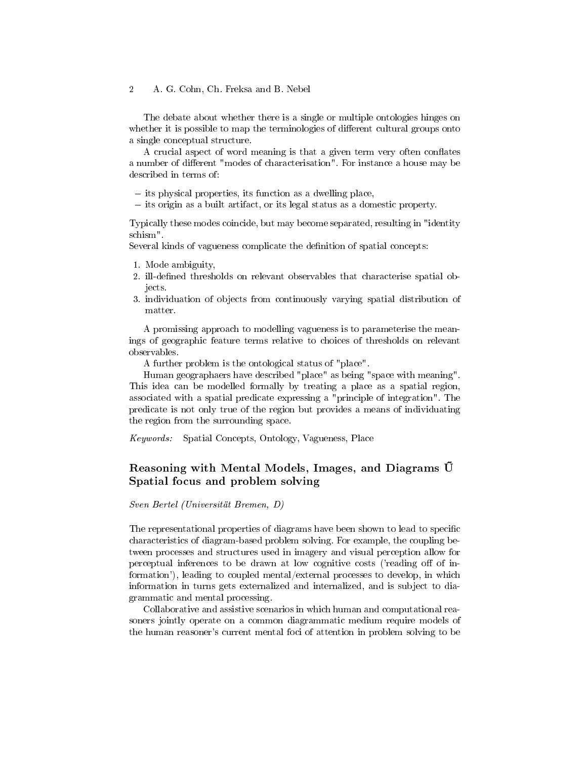The debate about whether there is a single or multiple ontologies hinges on whether it is possible to map the terminologies of different cultural groups onto a single conceptual structure.

A crucial aspect of word meaning is that a given term very often conflates a number of different "modes of characterisation". For instance a house may be described in terms of:

- its physical properties, its function as a dwelling place,
- its origin as a built artifact, or its legal status as a domestic property.

Typically these modes coincide, but may become separated, resulting in "identity schism".
Several kinds of vagueness complicate the definition of spatial concepts:

1. Mode ambiguity,
2. ill-defined thresholds on relevant observables that characterise spatial objects.
3. individuation of objects from continuously varying spatial distribution of matter.

A promising approach to modelling vagueness is to parameterise the meanings of geographic feature terms relative to choices of thresholds on relevant observables.

A further problem is the ontological status of "place".

Human geographaers have described "place" as being "space with meaning". This idea can be modelled formally by treating a place as a spatial region, associated with a spatial predicate expressing a "principle of integration". The predicate is not only true of the region but provides a means of individuating the region from the surrounding space.

*Keywords:* Spatial Concepts, Ontology, Vagueness, Place

## Reasoning with Mental Models, Images, and Diagrams Ũ Spatial focus and problem solving

*Sven Bertel (Universität Bremen, D)*

The representational properties of diagrams have been shown to lead to specific characteristics of diagram-based problem solving. For example, the coupling between processes and structures used in imagery and visual perception allow for perceptual inferences to be drawn at low cognitive costs ('reading off of information'), leading to coupled mental/external processes to develop, in which information in turns gets externalized and internalized, and is subject to diagrammatic and mental processing.

Collaborative and assistive scenarios in which human and computational reasoners jointly operate on a common diagrammatic medium require models of the human reasoner's current mental foci of attention in problem solving to be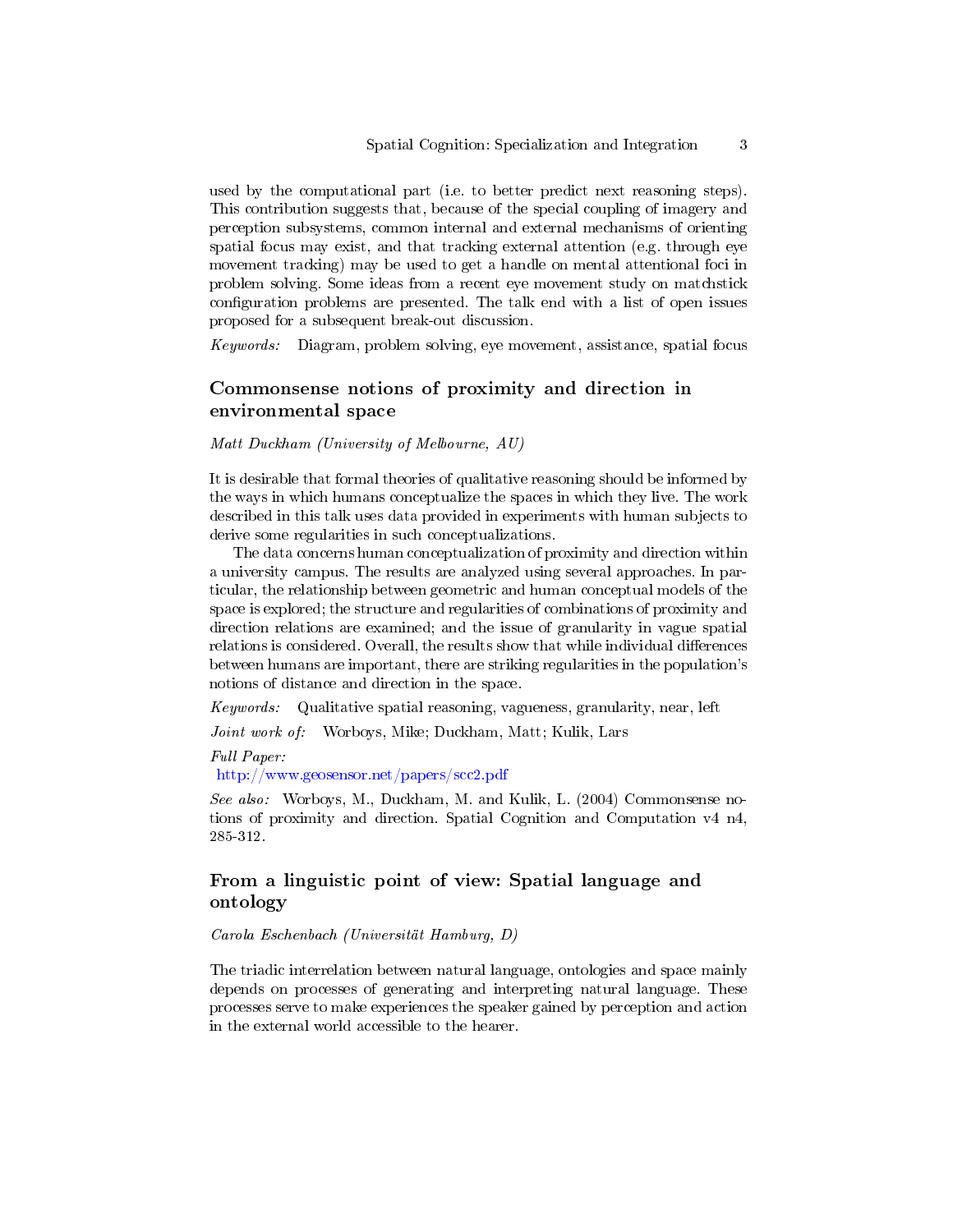used by the computational part (i.e. to better predict next reasoning steps). This contribution suggests that, because of the special coupling of imagery and perception subsystems, common internal and external mechanisms of orienting spatial focus may exist, and that tracking external attention (e.g. through eye movement tracking) may be used to get a handle on mental attentional foci in problem solving. Some ideas from a recent eye movement study on matchstick configuration problems are presented. The talk end with a list of open issues proposed for a subsequent break-out discussion.

*Keywords:* Diagram, problem solving, eye movement, assistance, spatial focus

## Commonsense notions of proximity and direction in environmental space

*Matt Duckham (University of Melbourne, AU)*

It is desirable that formal theories of qualitative reasoning should be informed by the ways in which humans conceptualize the spaces in which they live. The work described in this talk uses data provided in experiments with human subjects to derive some regularities in such conceptualizations.

The data concerns human conceptualization of proximity and direction within a university campus. The results are analyzed using several approaches. In particular, the relationship between geometric and human conceptual models of the space is explored; the structure and regularities of combinations of proximity and direction relations are examined; and the issue of granularity in vague spatial relations is considered. Overall, the results show that while individual differences between humans are important, there are striking regularities in the population's notions of distance and direction in the space.

*Keywords:* Qualitative spatial reasoning, vagueness, granularity, near, left

*Joint work of:* Worboys, Mike; Duckham, Matt; Kulik, Lars

*Full Paper:*
http://www.geosensor.net/papers/scc2.pdf

*See also:* Worboys, M., Duckham, M. and Kulik, L. (2004) Commonsense notions of proximity and direction. Spatial Cognition and Computation v4 n4, 285-312.

## From a linguistic point of view: Spatial language and ontology

*Carola Eschenbach (Universität Hamburg, D)*

The triadic interrelation between natural language, ontologies and space mainly depends on processes of generating and interpreting natural language. These processes serve to make experiences the speaker gained by perception and action in the external world accessible to the hearer.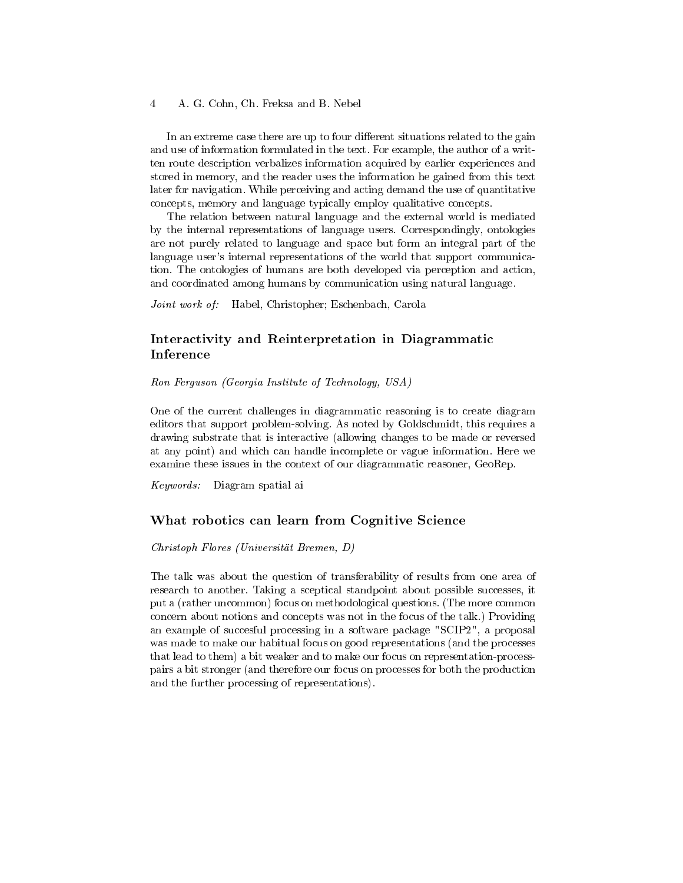In an extreme case there are up to four different situations related to the gain and use of information formulated in the text. For example, the author of a written route description verbalizes information acquired by earlier experiences and stored in memory, and the reader uses the information he gained from this text later for navigation. While perceiving and acting demand the use of quantitative concepts, memory and language typically employ qualitative concepts.

The relation between natural language and the external world is mediated by the internal representations of language users. Correspondingly, ontologies are not purely related to language and space but form an integral part of the language user's internal representations of the world that support communication. The ontologies of humans are both developed via perception and action, and coordinated among humans by communication using natural language.

*Joint work of:* Habel, Christopher; Eschenbach, Carola

## Interactivity and Reinterpretation in Diagrammatic Inference

*Ron Ferguson (Georgia Institute of Technology, USA)*

One of the current challenges in diagrammatic reasoning is to create diagram editors that support problem-solving. As noted by Goldschmidt, this requires a drawing substrate that is interactive (allowing changes to be made or reversed at any point) and which can handle incomplete or vague information. Here we examine these issues in the context of our diagrammatic reasoner, GeoRep.

*Keywords:* Diagram spatial ai

## What robotics can learn from Cognitive Science

*Christoph Flores (Universität Bremen, D)*

The talk was about the question of transferability of results from one area of research to another. Taking a sceptical standpoint about possible successes, it put a (rather uncommon) focus on methodological questions. (The more common concern about notions and concepts was not in the focus of the talk.) Providing an example of succesful processing in a software package "SCIP2", a proposal was made to make our habitual focus on good representations (and the processes that lead to them) a bit weaker and to make our focus on representation-process-pairs a bit stronger (and therefore our focus on processes for both the production and the further processing of representations).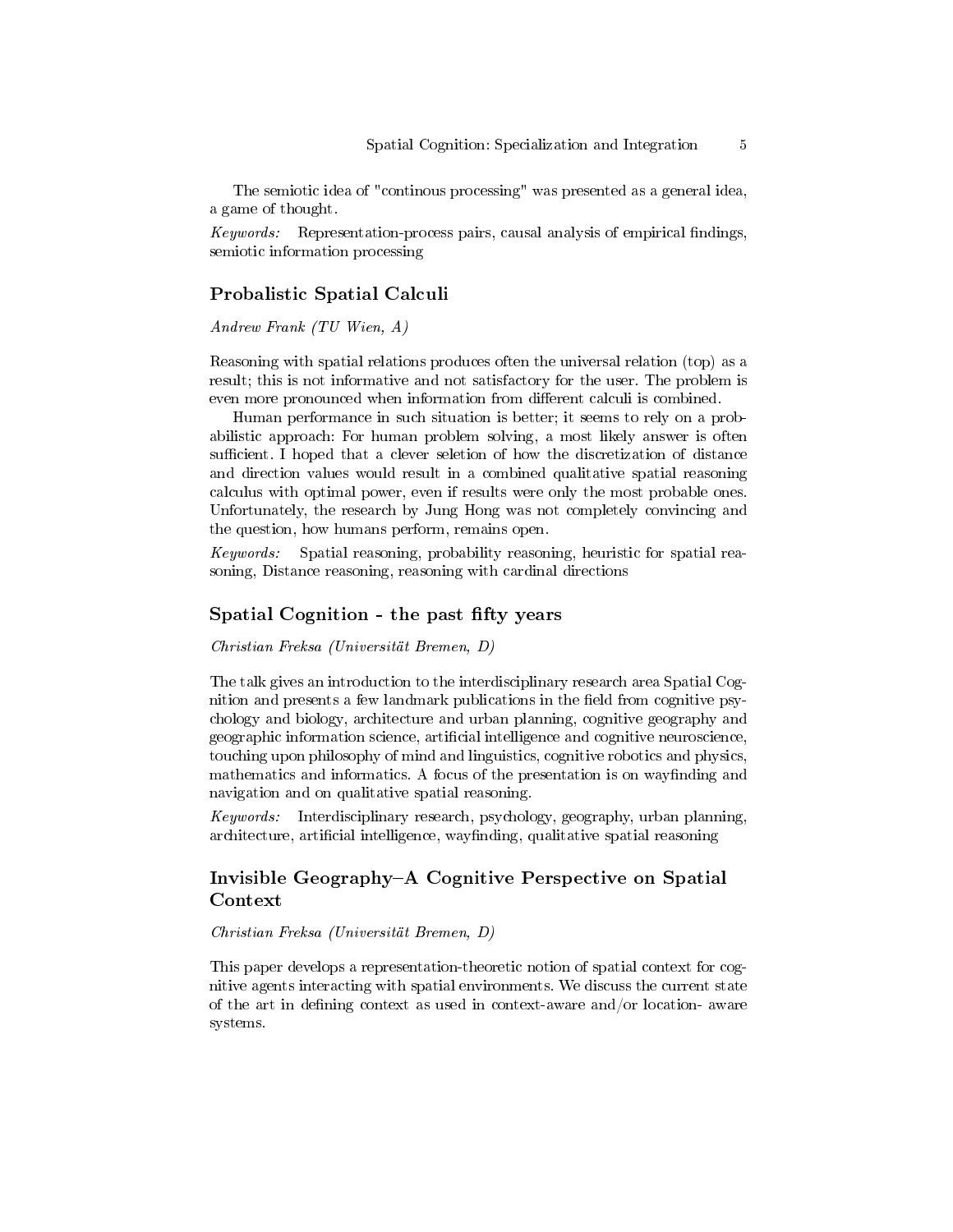The semiotic idea of "continous processing" was presented as a general idea, a game of thought.

*Keywords:* Representation-process pairs, causal analysis of empirical findings, semiotic information processing

## Probalistic Spatial Calculi

*Andrew Frank (TU Wien, A)*

Reasoning with spatial relations produces often the universal relation (top) as a result; this is not informative and not satisfactory for the user. The problem is even more pronounced when information from different calculi is combined.

Human performance in such situation is better; it seems to rely on a probabilistic approach: For human problem solving, a most likely answer is often sufficient. I hoped that a clever seletion of how the discretization of distance and direction values would result in a combined qualitative spatial reasoning calculus with optimal power, even if results were only the most probable ones. Unfortunately, the research by Jung Hong was not completely convincing and the question, how humans perform, remains open.

*Keywords:* Spatial reasoning, probability reasoning, heuristic for spatial reasoning, Distance reasoning, reasoning with cardinal directions

## Spatial Cognition - the past fifty years

*Christian Freksa (Universität Bremen, D)*

The talk gives an introduction to the interdisciplinary research area Spatial Cognition and presents a few landmark publications in the field from cognitive psychology and biology, architecture and urban planning, cognitive geography and geographic information science, artificial intelligence and cognitive neuroscience, touching upon philosophy of mind and linguistics, cognitive robotics and physics, mathematics and informatics. A focus of the presentation is on wayfinding and navigation and on qualitative spatial reasoning.

*Keywords:* Interdisciplinary research, psychology, geography, urban planning, architecture, artificial intelligence, wayfinding, qualitative spatial reasoning

## Invisible Geography–A Cognitive Perspective on Spatial Context

*Christian Freksa (Universität Bremen, D)*

This paper develops a representation-theoretic notion of spatial context for cognitive agents interacting with spatial environments. We discuss the current state of the art in defining context as used in context-aware and/or location- aware systems.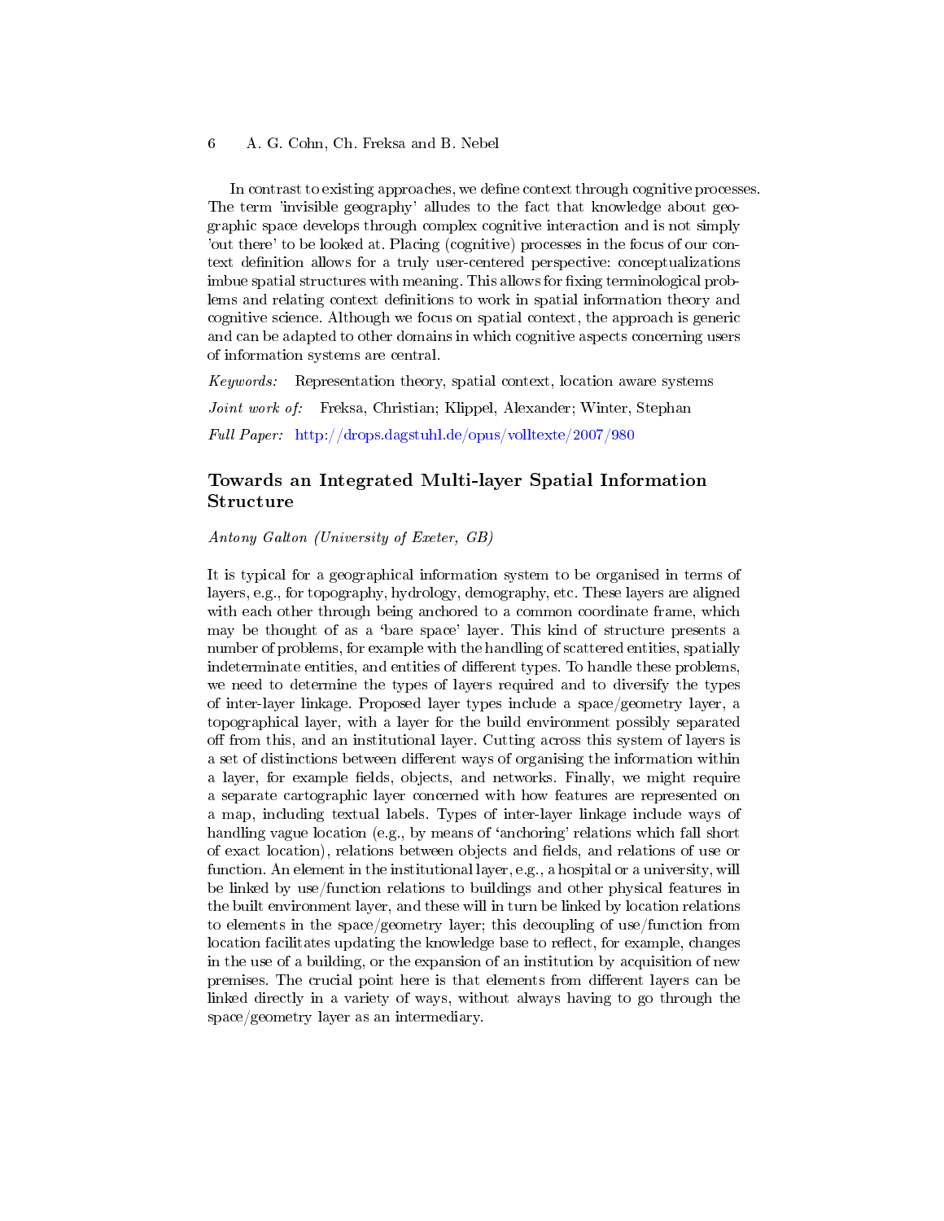In contrast to existing approaches, we define context through cognitive processes. The term 'invisible geography' alludes to the fact that knowledge about geographic space develops through complex cognitive interaction and is not simply 'out there' to be looked at. Placing (cognitive) processes in the focus of our context definition allows for a truly user-centered perspective: conceptualizations imbue spatial structures with meaning. This allows for fixing terminological problems and relating context definitions to work in spatial information theory and cognitive science. Although we focus on spatial context, the approach is generic and can be adapted to other domains in which cognitive aspects concerning users of information systems are central.

*Keywords:* Representation theory, spatial context, location aware systems

*Joint work of:* Freksa, Christian; Klippel, Alexander; Winter, Stephan

*Full Paper:* http://drops.dagstuhl.de/opus/volltexte/2007/980

## Towards an Integrated Multi-layer Spatial Information Structure

*Antony Galton (University of Exeter, GB)*

It is typical for a geographical information system to be organised in terms of layers, e.g., for topography, hydrology, demography, etc. These layers are aligned with each other through being anchored to a common coordinate frame, which may be thought of as a 'bare space' layer. This kind of structure presents a number of problems, for example with the handling of scattered entities, spatially indeterminate entities, and entities of different types. To handle these problems, we need to determine the types of layers required and to diversify the types of inter-layer linkage. Proposed layer types include a space/geometry layer, a topographical layer, with a layer for the build environment possibly separated off from this, and an institutional layer. Cutting across this system of layers is a set of distinctions between different ways of organising the information within a layer, for example fields, objects, and networks. Finally, we might require a separate cartographic layer concerned with how features are represented on a map, including textual labels. Types of inter-layer linkage include ways of handling vague location (e.g., by means of 'anchoring' relations which fall short of exact location), relations between objects and fields, and relations of use or function. An element in the institutional layer, e.g., a hospital or a university, will be linked by use/function relations to buildings and other physical features in the built environment layer, and these will in turn be linked by location relations to elements in the space/geometry layer; this decoupling of use/function from location facilitates updating the knowledge base to reflect, for example, changes in the use of a building, or the expansion of an institution by acquisition of new premises. The crucial point here is that elements from different layers can be linked directly in a variety of ways, without always having to go through the space/geometry layer as an intermediary.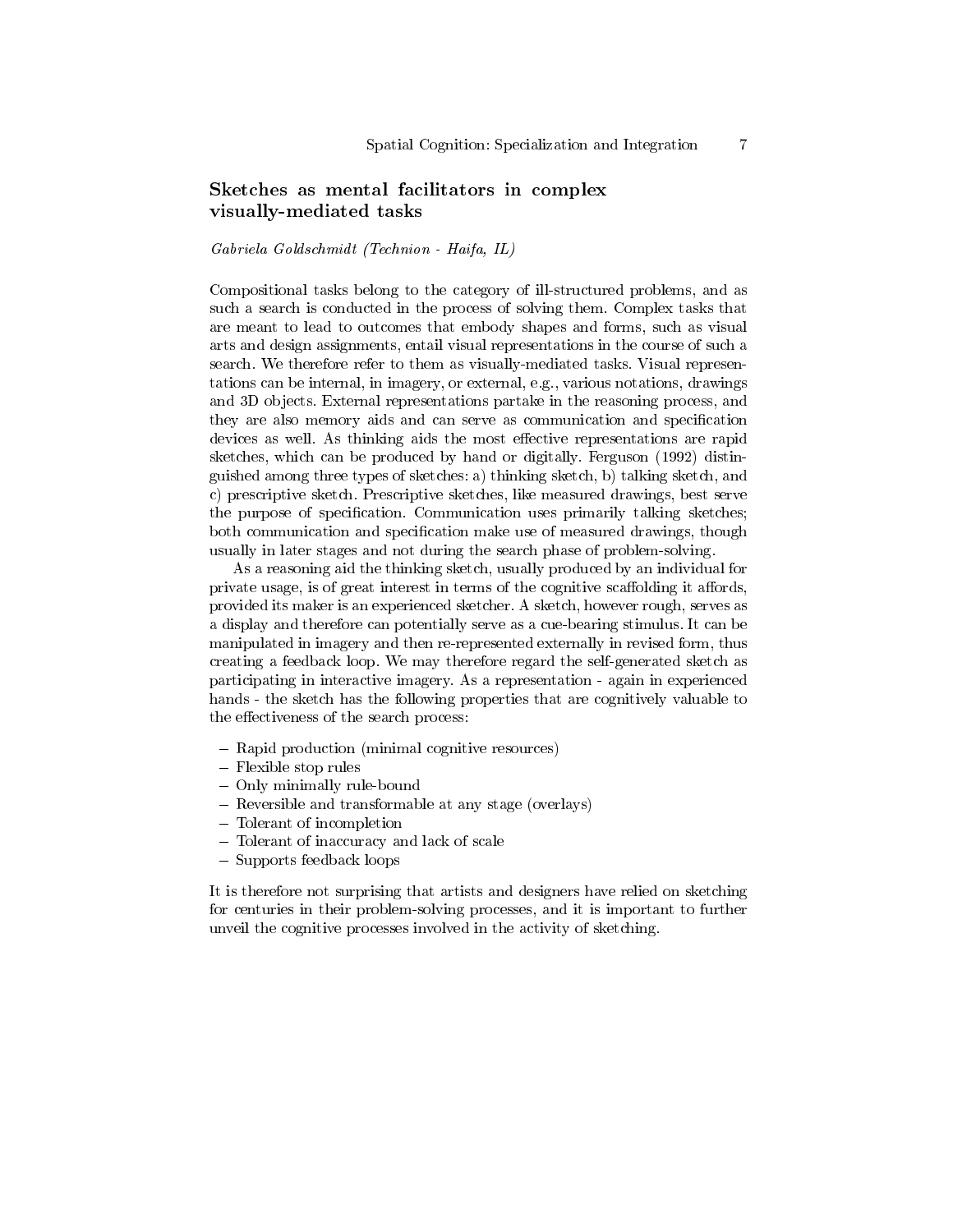## Sketches as mental facilitators in complex visually-mediated tasks

*Gabriela Goldschmidt (Technion - Haifa, IL)*

Compositional tasks belong to the category of ill-structured problems, and as such a search is conducted in the process of solving them. Complex tasks that are meant to lead to outcomes that embody shapes and forms, such as visual arts and design assignments, entail visual representations in the course of such a search. We therefore refer to them as visually-mediated tasks. Visual representations can be internal, in imagery, or external, e.g., various notations, drawings and 3D objects. External representations partake in the reasoning process, and they are also memory aids and can serve as communication and specification devices as well. As thinking aids the most effective representations are rapid sketches, which can be produced by hand or digitally. Ferguson (1992) distinguished among three types of sketches: a) thinking sketch, b) talking sketch, and c) prescriptive sketch. Prescriptive sketches, like measured drawings, best serve the purpose of specification. Communication uses primarily talking sketches; both communication and specification make use of measured drawings, though usually in later stages and not during the search phase of problem-solving.

As a reasoning aid the thinking sketch, usually produced by an individual for private usage, is of great interest in terms of the cognitive scaffolding it affords, provided its maker is an experienced sketcher. A sketch, however rough, serves as a display and therefore can potentially serve as a cue-bearing stimulus. It can be manipulated in imagery and then re-represented externally in revised form, thus creating a feedback loop. We may therefore regard the self-generated sketch as participating in interactive imagery. As a representation - again in experienced hands - the sketch has the following properties that are cognitively valuable to the effectiveness of the search process:

- Rapid production (minimal cognitive resources)
- Flexible stop rules
- Only minimally rule-bound
- Reversible and transformable at any stage (overlays)
- Tolerant of incompletion
- Tolerant of inaccuracy and lack of scale
- Supports feedback loops

It is therefore not surprising that artists and designers have relied on sketching for centuries in their problem-solving processes, and it is important to further unveil the cognitive processes involved in the activity of sketching.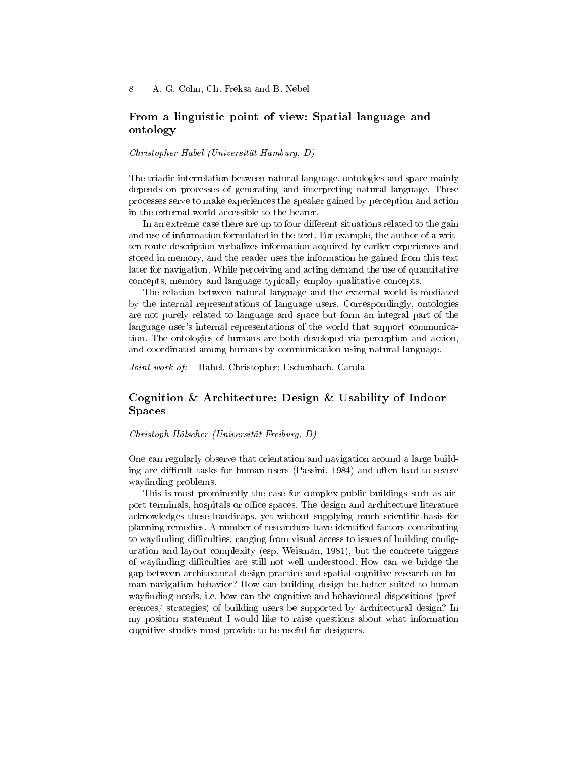## From a linguistic point of view: Spatial language and ontology

*Christopher Habel (Universität Hamburg, D)*

The triadic interrelation between natural language, ontologies and space mainly depends on processes of generating and interpreting natural language. These processes serve to make experiences the speaker gained by perception and action in the external world accessible to the hearer.

In an extreme case there are up to four different situations related to the gain and use of information formulated in the text. For example, the author of a written route description verbalizes information acquired by earlier experiences and stored in memory, and the reader uses the information he gained from this text later for navigation. While perceiving and acting demand the use of quantitative concepts, memory and language typically employ qualitative concepts.

The relation between natural language and the external world is mediated by the internal representations of language users. Correspondingly, ontologies are not purely related to language and space but form an integral part of the language user's internal representations of the world that support communication. The ontologies of humans are both developed via perception and action, and coordinated among humans by communication using natural language.

*Joint work of:* Habel, Christopher; Eschenbach, Carola

## Cognition & Architecture: Design & Usability of Indoor Spaces

*Christoph Hölscher (Universität Freiburg, D)*

One can regularly observe that orientation and navigation around a large building are difficult tasks for human users (Passini, 1984) and often lead to severe wayfinding problems.

This is most prominently the case for complex public buildings such as airport terminals, hospitals or office spaces. The design and architecture literature acknowledges these handicaps, yet without supplying much scientific basis for planning remedies. A number of researchers have identified factors contributing to wayfinding difficulties, ranging from visual access to issues of building configuration and layout complexity (esp. Weisman, 1981), but the concrete triggers of wayfinding difficulties are still not well understood. How can we bridge the gap between architectural design practice and spatial cognitive research on human navigation behavior? How can building design be better suited to human wayfinding needs, i.e. how can the cognitive and behavioural dispositions (preferences/ strategies) of building users be supported by architectural design? In my position statement I would like to raise questions about what information cognitive studies must provide to be useful for designers.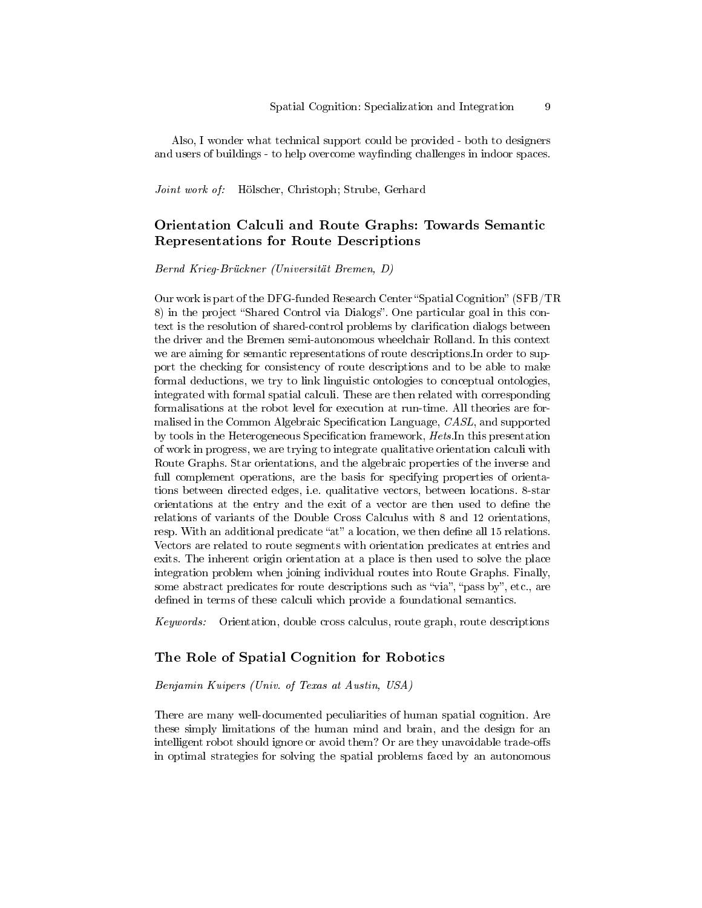Also, I wonder what technical support could be provided - both to designers and users of buildings - to help overcome wayfinding challenges in indoor spaces.

*Joint work of:* Hölscher, Christoph; Strube, Gerhard

## Orientation Calculi and Route Graphs: Towards Semantic Representations for Route Descriptions

*Bernd Krieg-Brückner (Universität Bremen, D)*

Our work is part of the DFG-funded Research Center "Spatial Cognition" (SFB/TR 8) in the project "Shared Control via Dialogs". One particular goal in this context is the resolution of shared-control problems by clarification dialogs between the driver and the Bremen semi-autonomous wheelchair Rolland. In this context we are aiming for semantic representations of route descriptions.In order to support the checking for consistency of route descriptions and to be able to make formal deductions, we try to link linguistic ontologies to conceptual ontologies, integrated with formal spatial calculi. These are then related with corresponding formalisations at the robot level for execution at run-time. All theories are formalised in the Common Algebraic Specification Language, *CASL*, and supported by tools in the Heterogeneous Specification framework, *Hets*.In this presentation of work in progress, we are trying to integrate qualitative orientation calculi with Route Graphs. Star orientations, and the algebraic properties of the inverse and full complement operations, are the basis for specifying properties of orientations between directed edges, i.e. qualitative vectors, between locations. 8-star orientations at the entry and the exit of a vector are then used to define the relations of variants of the Double Cross Calculus with 8 and 12 orientations, resp. With an additional predicate "at" a location, we then define all 15 relations. Vectors are related to route segments with orientation predicates at entries and exits. The inherent origin orientation at a place is then used to solve the place integration problem when joining individual routes into Route Graphs. Finally, some abstract predicates for route descriptions such as "via", "pass by", etc., are defined in terms of these calculi which provide a foundational semantics.

*Keywords:* Orientation, double cross calculus, route graph, route descriptions

## The Role of Spatial Cognition for Robotics

*Benjamin Kuipers (Univ. of Texas at Austin, USA)*

There are many well-documented peculiarities of human spatial cognition. Are these simply limitations of the human mind and brain, and the design for an intelligent robot should ignore or avoid them? Or are they unavoidable trade-offs in optimal strategies for solving the spatial problems faced by an autonomous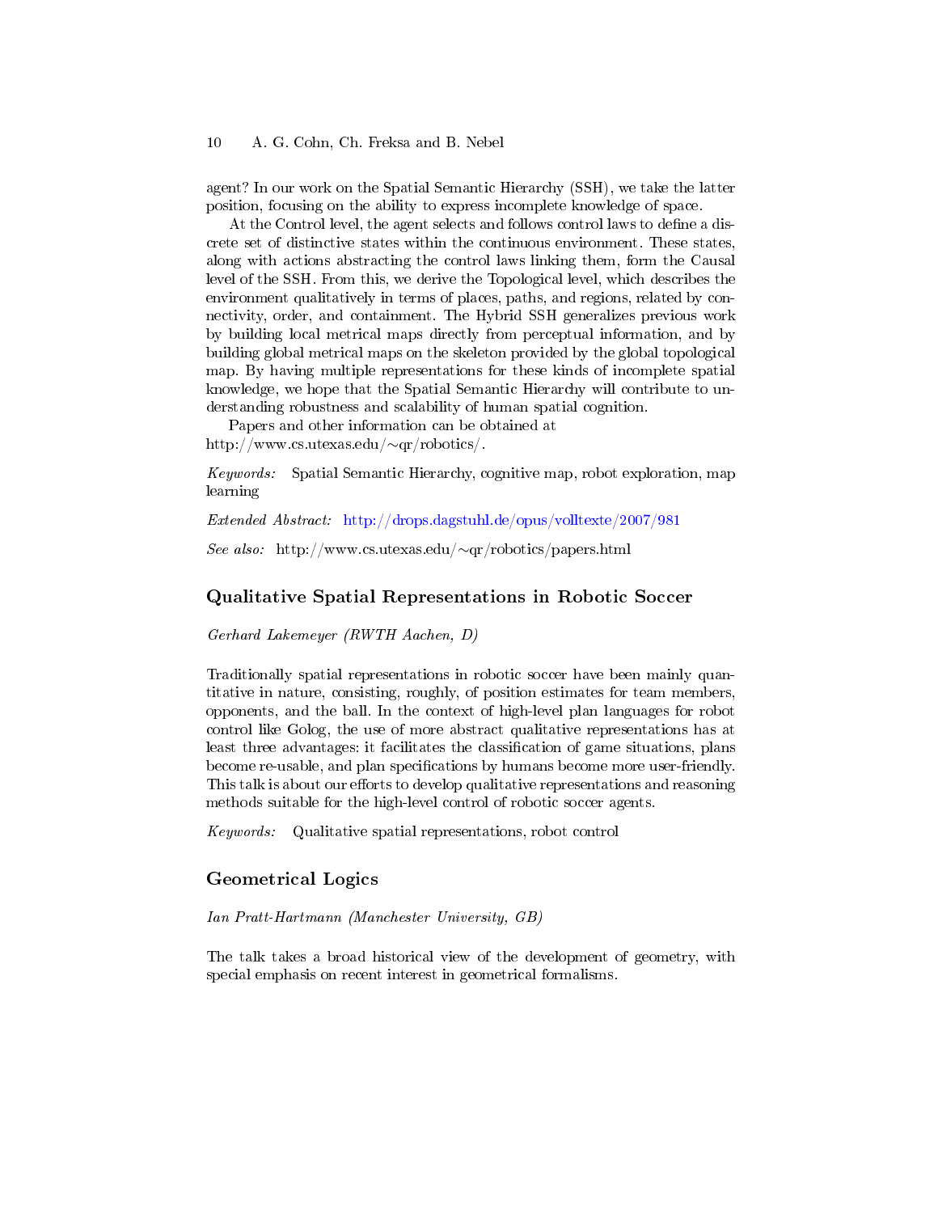agent? In our work on the Spatial Semantic Hierarchy (SSH), we take the latter position, focusing on the ability to express incomplete knowledge of space.

At the Control level, the agent selects and follows control laws to define a discrete set of distinctive states within the continuous environment. These states, along with actions abstracting the control laws linking them, form the Causal level of the SSH. From this, we derive the Topological level, which describes the environment qualitatively in terms of places, paths, and regions, related by connectivity, order, and containment. The Hybrid SSH generalizes previous work by building local metrical maps directly from perceptual information, and by building global metrical maps on the skeleton provided by the global topological map. By having multiple representations for these kinds of incomplete spatial knowledge, we hope that the Spatial Semantic Hierarchy will contribute to understanding robustness and scalability of human spatial cognition.

Papers and other information can be obtained at
http://www.cs.utexas.edu/∼qr/robotics/.

*Keywords:* Spatial Semantic Hierarchy, cognitive map, robot exploration, map learning

*Extended Abstract:* http://drops.dagstuhl.de/opus/volltexte/2007/981

*See also:* http://www.cs.utexas.edu/∼qr/robotics/papers.html

## Qualitative Spatial Representations in Robotic Soccer

*Gerhard Lakemeyer (RWTH Aachen, D)*

Traditionally spatial representations in robotic soccer have been mainly quantitative in nature, consisting, roughly, of position estimates for team members, opponents, and the ball. In the context of high-level plan languages for robot control like Golog, the use of more abstract qualitative representations has at least three advantages: it facilitates the classification of game situations, plans become re-usable, and plan specifications by humans become more user-friendly. This talk is about our efforts to develop qualitative representations and reasoning methods suitable for the high-level control of robotic soccer agents.

*Keywords:* Qualitative spatial representations, robot control

## Geometrical Logics

*Ian Pratt-Hartmann (Manchester University, GB)*

The talk takes a broad historical view of the development of geometry, with special emphasis on recent interest in geometrical formalisms.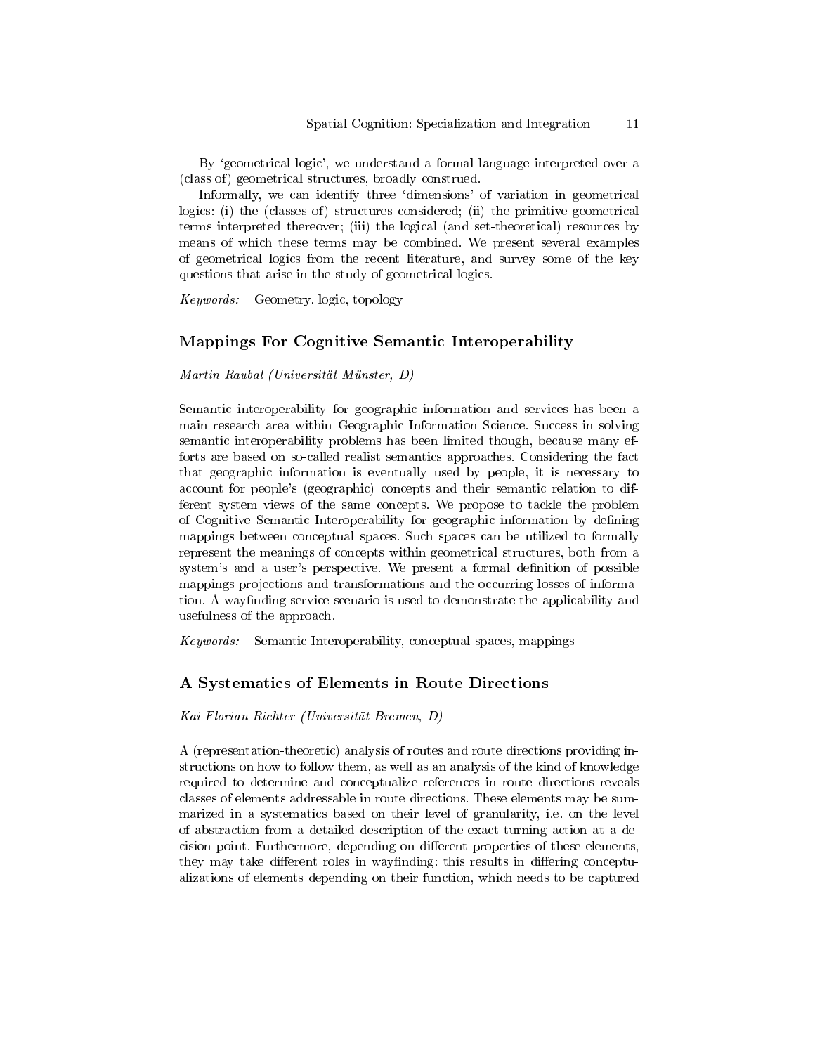By 'geometrical logic', we understand a formal language interpreted over a (class of) geometrical structures, broadly construed.

Informally, we can identify three 'dimensions' of variation in geometrical logics: (i) the (classes of) structures considered; (ii) the primitive geometrical terms interpreted thereover; (iii) the logical (and set-theoretical) resources by means of which these terms may be combined. We present several examples of geometrical logics from the recent literature, and survey some of the key questions that arise in the study of geometrical logics.

*Keywords:* Geometry, logic, topology

## Mappings For Cognitive Semantic Interoperability

*Martin Raubal (Universität Münster, D)*

Semantic interoperability for geographic information and services has been a main research area within Geographic Information Science. Success in solving semantic interoperability problems has been limited though, because many efforts are based on so-called realist semantics approaches. Considering the fact that geographic information is eventually used by people, it is necessary to account for people's (geographic) concepts and their semantic relation to different system views of the same concepts. We propose to tackle the problem of Cognitive Semantic Interoperability for geographic information by defining mappings between conceptual spaces. Such spaces can be utilized to formally represent the meanings of concepts within geometrical structures, both from a system's and a user's perspective. We present a formal definition of possible mappings-projections and transformations-and the occurring losses of information. A wayfinding service scenario is used to demonstrate the applicability and usefulness of the approach.

*Keywords:* Semantic Interoperability, conceptual spaces, mappings

## A Systematics of Elements in Route Directions

*Kai-Florian Richter (Universität Bremen, D)*

A (representation-theoretic) analysis of routes and route directions providing instructions on how to follow them, as well as an analysis of the kind of knowledge required to determine and conceptualize references in route directions reveals classes of elements addressable in route directions. These elements may be summarized in a systematics based on their level of granularity, i.e. on the level of abstraction from a detailed description of the exact turning action at a decision point. Furthermore, depending on different properties of these elements, they may take different roles in wayfinding: this results in differing conceptualizations of elements depending on their function, which needs to be captured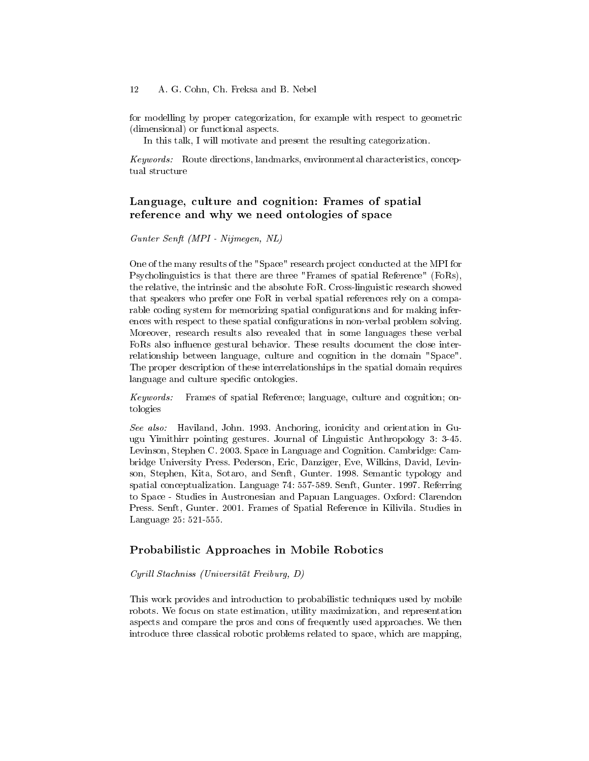for modelling by proper categorization, for example with respect to geometric (dimensional) or functional aspects.

In this talk, I will motivate and present the resulting categorization.

*Keywords:* Route directions, landmarks, environmental characteristics, conceptual structure

## Language, culture and cognition: Frames of spatial reference and why we need ontologies of space

*Gunter Senft (MPI - Nijmegen, NL)*

One of the many results of the "Space" research project conducted at the MPI for Psycholinguistics is that there are three "Frames of spatial Reference" (FoRs), the relative, the intrinsic and the absolute FoR. Cross-linguistic research showed that speakers who prefer one FoR in verbal spatial references rely on a comparable coding system for memorizing spatial configurations and for making inferences with respect to these spatial configurations in non-verbal problem solving. Moreover, research results also revealed that in some languages these verbal FoRs also influence gestural behavior. These results document the close interrelationship between language, culture and cognition in the domain "Space". The proper description of these interrelationships in the spatial domain requires language and culture specific ontologies.

*Keywords:* Frames of spatial Reference; language, culture and cognition; ontologies

*See also:* Haviland, John. 1993. Anchoring, iconicity and orientation in Guugu Yimithirr pointing gestures. Journal of Linguistic Anthropology 3: 3-45. Levinson, Stephen C. 2003. Space in Language and Cognition. Cambridge: Cambridge University Press. Pederson, Eric, Danziger, Eve, Wilkins, David, Levinson, Stephen, Kita, Sotaro, and Senft, Gunter. 1998. Semantic typology and spatial conceptualization. Language 74: 557-589. Senft, Gunter. 1997. Referring to Space - Studies in Austronesian and Papuan Languages. Oxford: Clarendon Press. Senft, Gunter. 2001. Frames of Spatial Reference in Kilivila. Studies in Language 25: 521-555.

## Probabilistic Approaches in Mobile Robotics

*Cyrill Stachniss (Universität Freiburg, D)*

This work provides and introduction to probabilistic techniques used by mobile robots. We focus on state estimation, utility maximization, and representation aspects and compare the pros and cons of frequently used approaches. We then introduce three classical robotic problems related to space, which are mapping,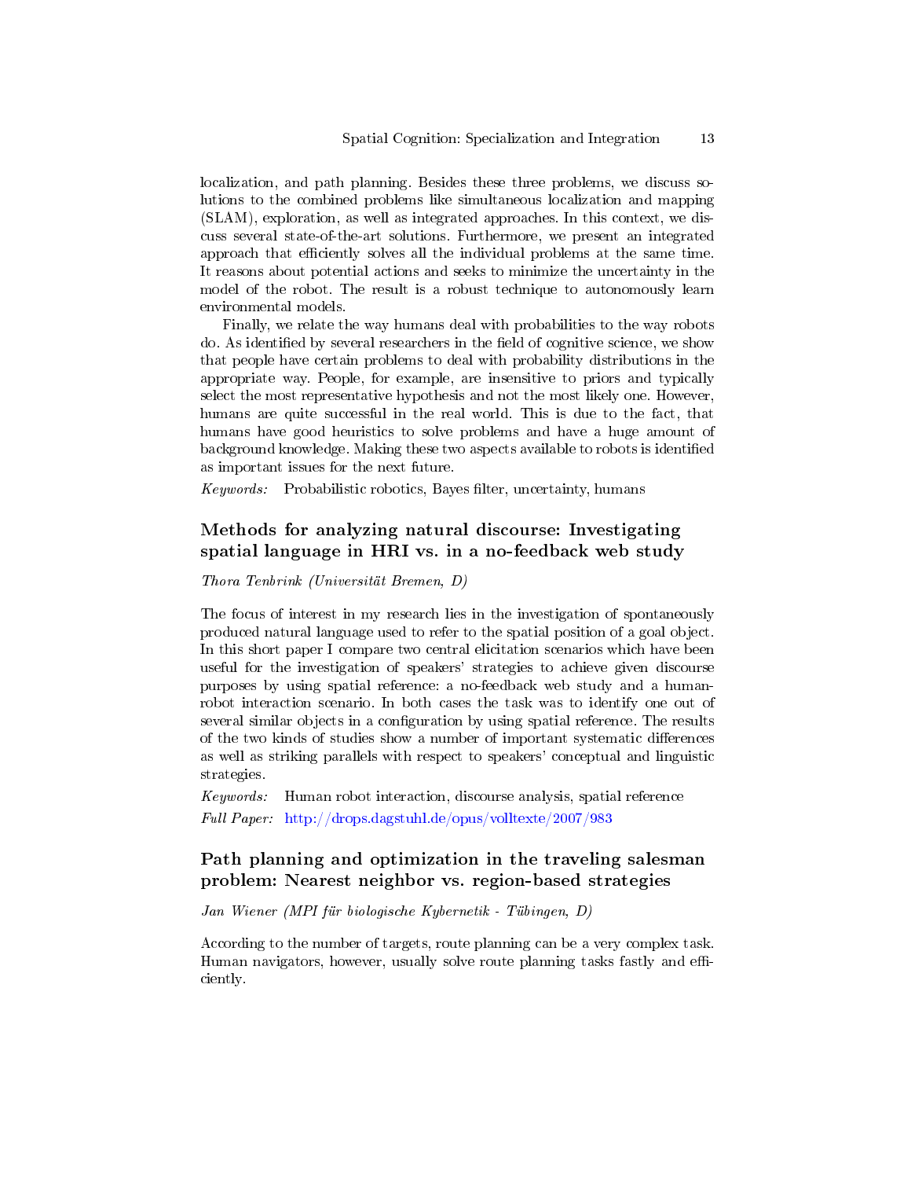localization, and path planning. Besides these three problems, we discuss solutions to the combined problems like simultaneous localization and mapping (SLAM), exploration, as well as integrated approaches. In this context, we discuss several state-of-the-art solutions. Furthermore, we present an integrated approach that efficiently solves all the individual problems at the same time. It reasons about potential actions and seeks to minimize the uncertainty in the model of the robot. The result is a robust technique to autonomously learn environmental models.

Finally, we relate the way humans deal with probabilities to the way robots do. As identified by several researchers in the field of cognitive science, we show that people have certain problems to deal with probability distributions in the appropriate way. People, for example, are insensitive to priors and typically select the most representative hypothesis and not the most likely one. However, humans are quite successful in the real world. This is due to the fact, that humans have good heuristics to solve problems and have a huge amount of background knowledge. Making these two aspects available to robots is identified as important issues for the next future.

*Keywords:* Probabilistic robotics, Bayes filter, uncertainty, humans

## Methods for analyzing natural discourse: Investigating spatial language in HRI vs. in a no-feedback web study

*Thora Tenbrink (Universität Bremen, D)*

The focus of interest in my research lies in the investigation of spontaneously produced natural language used to refer to the spatial position of a goal object. In this short paper I compare two central elicitation scenarios which have been useful for the investigation of speakers' strategies to achieve given discourse purposes by using spatial reference: a no-feedback web study and a human-robot interaction scenario. In both cases the task was to identify one out of several similar objects in a configuration by using spatial reference. The results of the two kinds of studies show a number of important systematic differences as well as striking parallels with respect to speakers' conceptual and linguistic strategies.

*Keywords:* Human robot interaction, discourse analysis, spatial reference

*Full Paper:* http://drops.dagstuhl.de/opus/volltexte/2007/983

## Path planning and optimization in the traveling salesman problem: Nearest neighbor vs. region-based strategies

*Jan Wiener (MPI für biologische Kybernetik - Tübingen, D)*

According to the number of targets, route planning can be a very complex task. Human navigators, however, usually solve route planning tasks fastly and efficiently.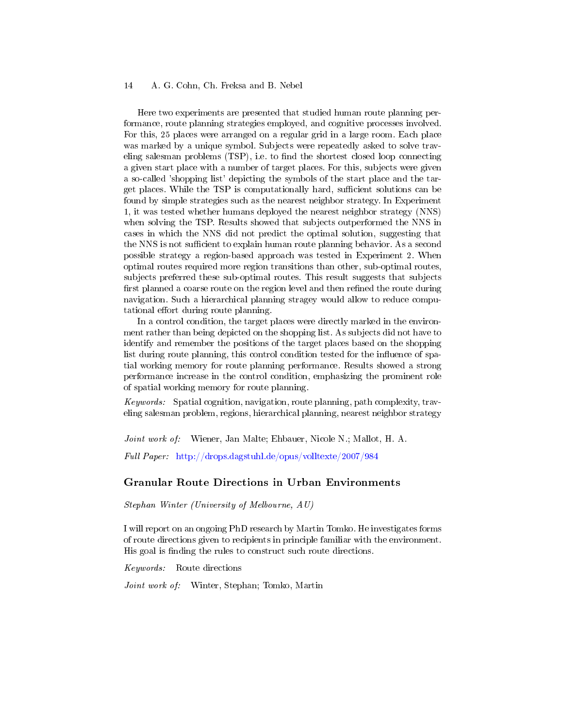Here two experiments are presented that studied human route planning performance, route planning strategies employed, and cognitive processes involved. For this, 25 places were arranged on a regular grid in a large room. Each place was marked by a unique symbol. Subjects were repeatedly asked to solve traveling salesman problems (TSP), i.e. to find the shortest closed loop connecting a given start place with a number of target places. For this, subjects were given a so-called 'shopping list' depicting the symbols of the start place and the target places. While the TSP is computationally hard, sufficient solutions can be found by simple strategies such as the nearest neighbor strategy. In Experiment 1, it was tested whether humans deployed the nearest neighbor strategy (NNS) when solving the TSP. Results showed that subjects outperformed the NNS in cases in which the NNS did not predict the optimal solution, suggesting that the NNS is not sufficient to explain human route planning behavior. As a second possible strategy a region-based approach was tested in Experiment 2. When optimal routes required more region transitions than other, sub-optimal routes, subjects preferred these sub-optimal routes. This result suggests that subjects first planned a coarse route on the region level and then refined the route during navigation. Such a hierarchical planning stragey would allow to reduce computational effort during route planning.

In a control condition, the target places were directly marked in the environment rather than being depicted on the shopping list. As subjects did not have to identify and remember the positions of the target places based on the shopping list during route planning, this control condition tested for the influence of spatial working memory for route planning performance. Results showed a strong performance increase in the control condition, emphasizing the prominent role of spatial working memory for route planning.

*Keywords:* Spatial cognition, navigation, route planning, path complexity, traveling salesman problem, regions, hierarchical planning, nearest neighbor strategy

*Joint work of:* Wiener, Jan Malte; Ehbauer, Nicole N.; Mallot, H. A.

*Full Paper:* http://drops.dagstuhl.de/opus/volltexte/2007/984

## Granular Route Directions in Urban Environments

*Stephan Winter (University of Melbourne, AU)*

I will report on an ongoing PhD research by Martin Tomko. He investigates forms of route directions given to recipients in principle familiar with the environment. His goal is finding the rules to construct such route directions.

*Keywords:* Route directions

*Joint work of:* Winter, Stephan; Tomko, Martin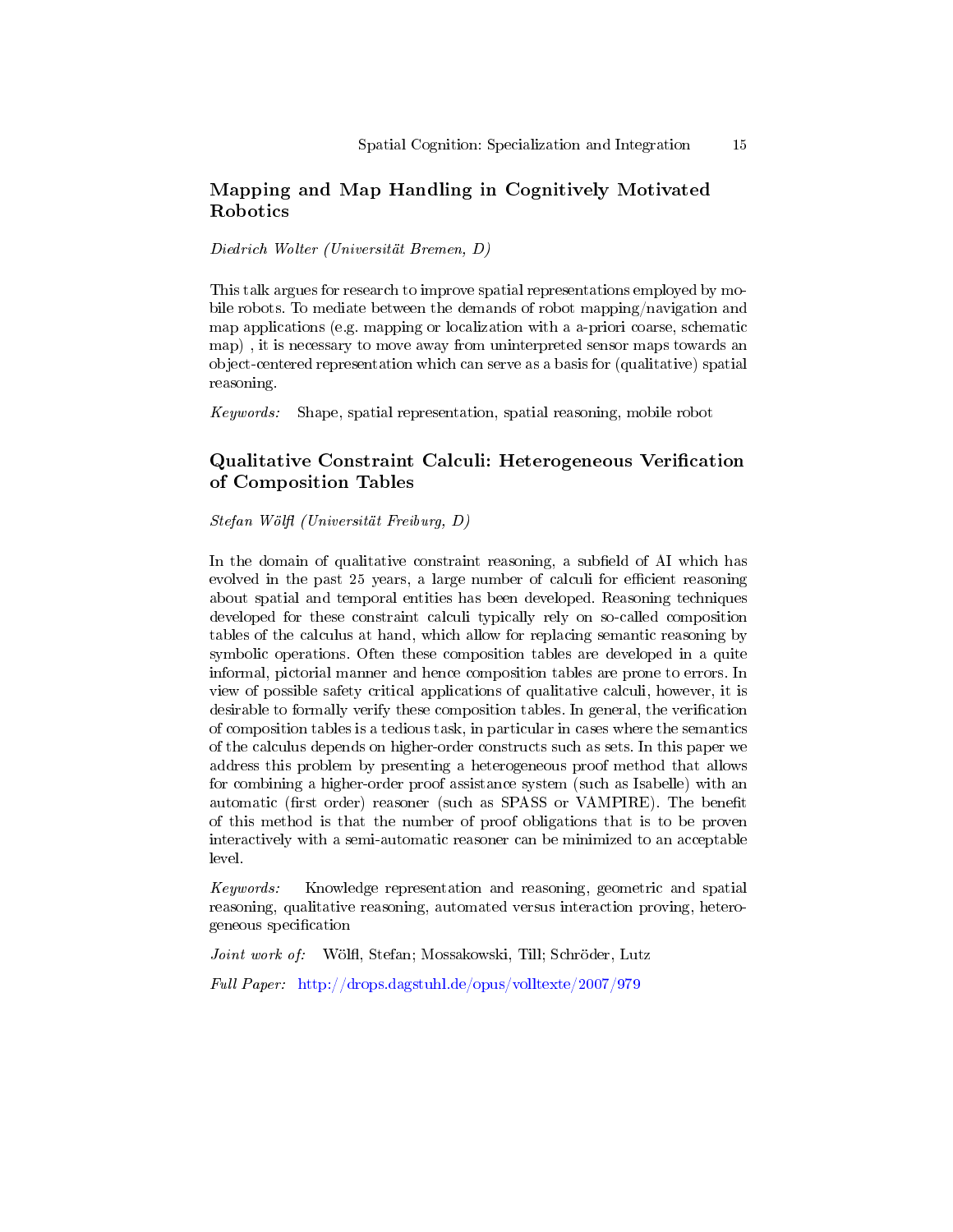## Mapping and Map Handling in Cognitively Motivated Robotics

*Diedrich Wolter (Universität Bremen, D)*

This talk argues for research to improve spatial representations employed by mobile robots. To mediate between the demands of robot mapping/navigation and map applications (e.g. mapping or localization with a a-priori coarse, schematic map) , it is necessary to move away from uninterpreted sensor maps towards an object-centered representation which can serve as a basis for (qualitative) spatial reasoning.

*Keywords:* Shape, spatial representation, spatial reasoning, mobile robot

## Qualitative Constraint Calculi: Heterogeneous Verification of Composition Tables

*Stefan Wölfl (Universität Freiburg, D)*

In the domain of qualitative constraint reasoning, a subfield of AI which has evolved in the past 25 years, a large number of calculi for efficient reasoning about spatial and temporal entities has been developed. Reasoning techniques developed for these constraint calculi typically rely on so-called composition tables of the calculus at hand, which allow for replacing semantic reasoning by symbolic operations. Often these composition tables are developed in a quite informal, pictorial manner and hence composition tables are prone to errors. In view of possible safety critical applications of qualitative calculi, however, it is desirable to formally verify these composition tables. In general, the verification of composition tables is a tedious task, in particular in cases where the semantics of the calculus depends on higher-order constructs such as sets. In this paper we address this problem by presenting a heterogeneous proof method that allows for combining a higher-order proof assistance system (such as Isabelle) with an automatic (first order) reasoner (such as SPASS or VAMPIRE). The benefit of this method is that the number of proof obligations that is to be proven interactively with a semi-automatic reasoner can be minimized to an acceptable level.

*Keywords:* Knowledge representation and reasoning, geometric and spatial reasoning, qualitative reasoning, automated versus interaction proving, heterogeneous specification

*Joint work of:* Wölfl, Stefan; Mossakowski, Till; Schröder, Lutz

*Full Paper:* http://drops.dagstuhl.de/opus/volltexte/2007/979